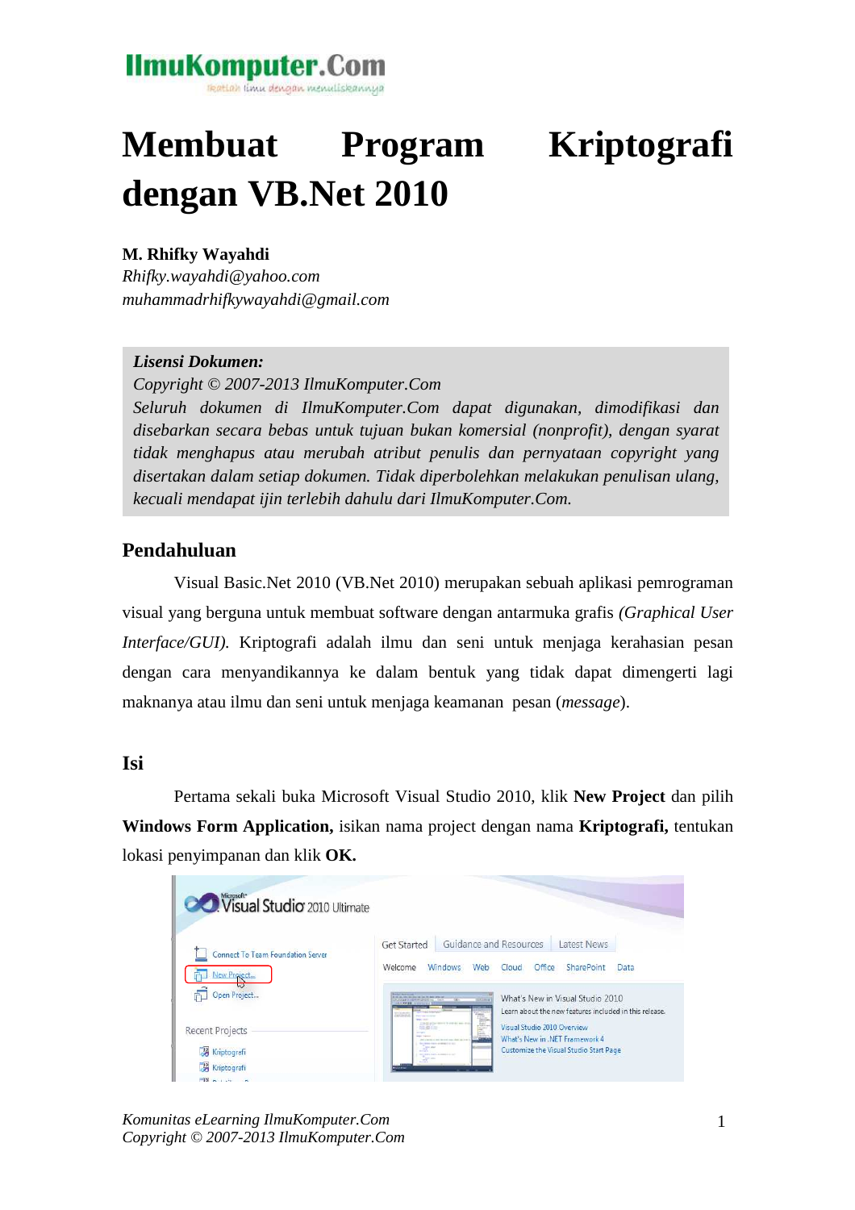# Membuat Program Kriptografi dengan VB.Net 2010

**M. Rhifky Wayahdi**
*Rhifky.wayahdi@yahoo.com*
*muhammadrhifkywayahdi@gmail.com*

> ***Lisensi Dokumen:***
> *Copyright © 2007-2013 IlmuKomputer.Com*
> *Seluruh dokumen di IlmuKomputer.Com dapat digunakan, dimodifikasi dan disebarkan secara bebas untuk tujuan bukan komersial (nonprofit), dengan syarat tidak menghapus atau merubah atribut penulis dan pernyataan copyright yang disertakan dalam setiap dokumen. Tidak diperbolehkan melakukan penulisan ulang, kecuali mendapat ijin terlebih dahulu dari IlmuKomputer.Com.*

## Pendahuluan

Visual Basic.Net 2010 (VB.Net 2010) merupakan sebuah aplikasi pemrograman visual yang berguna untuk membuat software dengan antarmuka grafis *(Graphical User Interface/GUI).* Kriptografi adalah ilmu dan seni untuk menjaga kerahasian pesan dengan cara menyandikannya ke dalam bentuk yang tidak dapat dimengerti lagi maknanya atau ilmu dan seni untuk menjaga keamanan pesan (*message*).

## Isi

Pertama sekali buka Microsoft Visual Studio 2010, klik **New Project** dan pilih **Windows Form Application,** isikan nama project dengan nama **Kriptografi,** tentukan lokasi penyimpanan dan klik **OK.**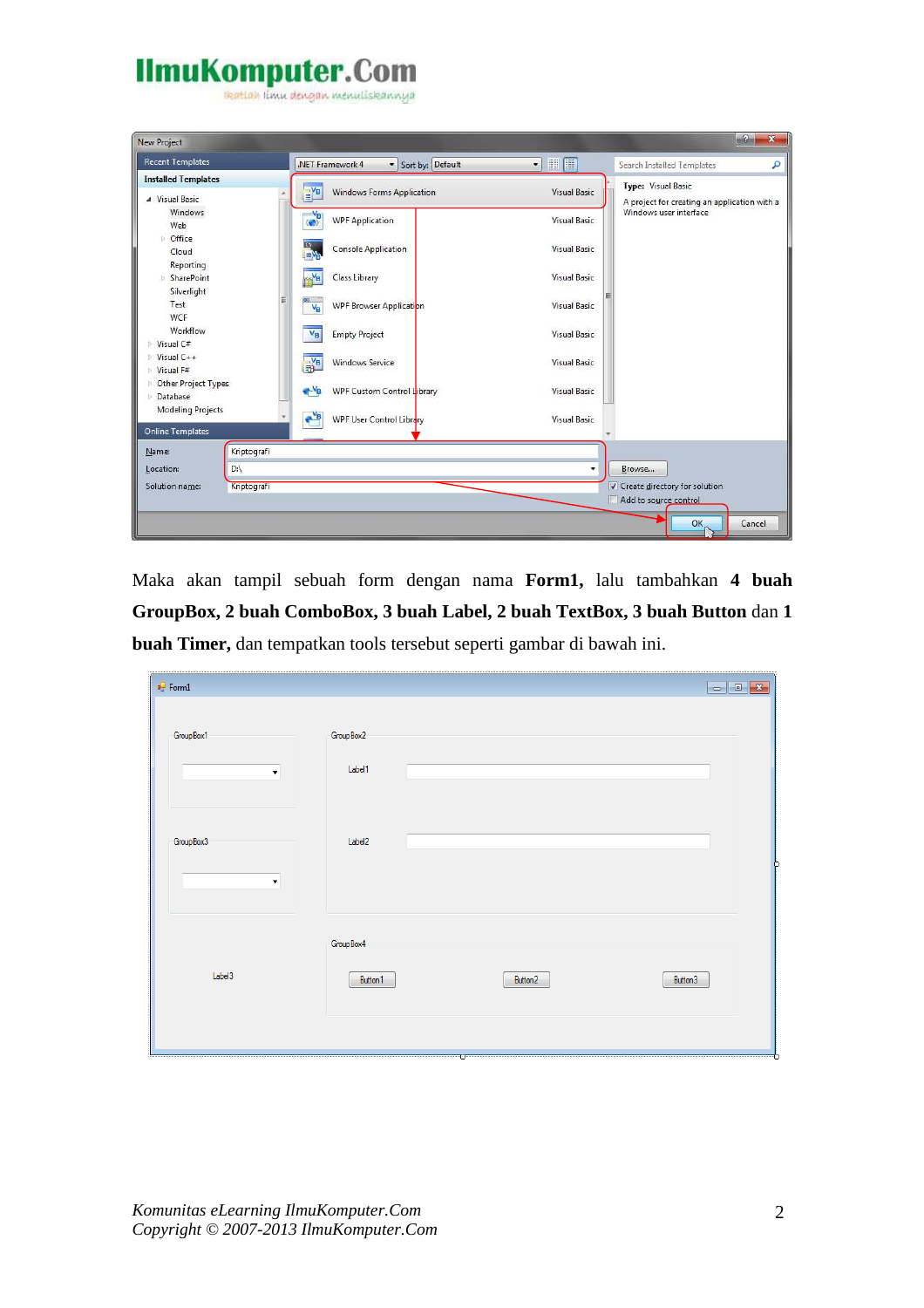Maka akan tampil sebuah form dengan nama **Form1,** lalu tambahkan **4 buah GroupBox, 2 buah ComboBox, 3 buah Label, 2 buah TextBox, 3 buah Button** dan **1 buah Timer,** dan tempatkan tools tersebut seperti gambar di bawah ini.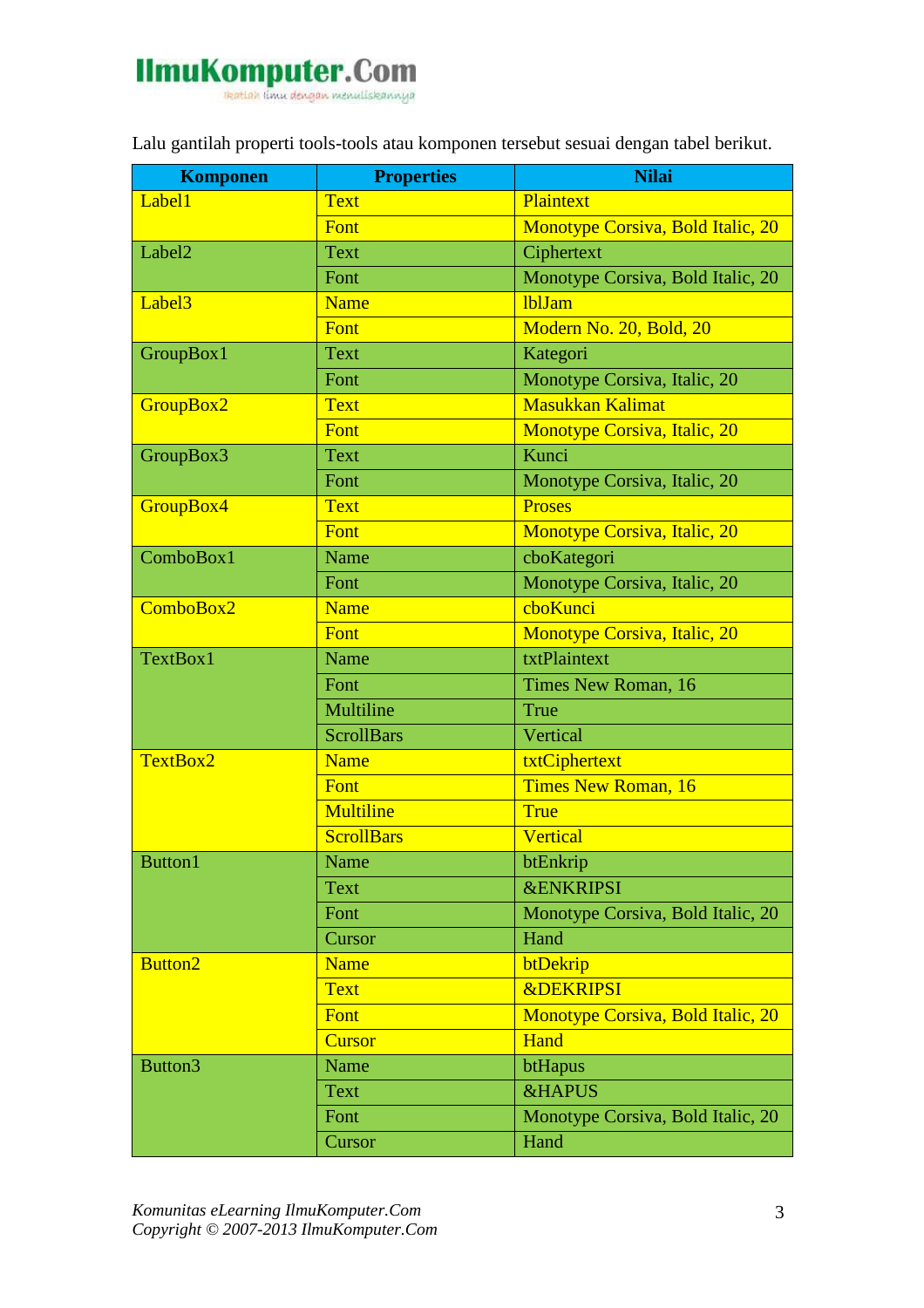Lalu gantilah properti tools-tools atau komponen tersebut sesuai dengan tabel berikut.

| Komponen | Properties | Nilai |
|---|---|---|
| Label1 | Text | Plaintext |
| | Font | Monotype Corsiva, Bold Italic, 20 |
| Label2 | Text | Ciphertext |
| | Font | Monotype Corsiva, Bold Italic, 20 |
| Label3 | Name | lblJam |
| | Font | Modern No. 20, Bold, 20 |
| GroupBox1 | Text | Kategori |
| | Font | Monotype Corsiva, Italic, 20 |
| GroupBox2 | Text | Masukkan Kalimat |
| | Font | Monotype Corsiva, Italic, 20 |
| GroupBox3 | Text | Kunci |
| | Font | Monotype Corsiva, Italic, 20 |
| GroupBox4 | Text | Proses |
| | Font | Monotype Corsiva, Italic, 20 |
| ComboBox1 | Name | cboKategori |
| | Font | Monotype Corsiva, Italic, 20 |
| ComboBox2 | Name | cboKunci |
| | Font | Monotype Corsiva, Italic, 20 |
| TextBox1 | Name | txtPlaintext |
| | Font | Times New Roman, 16 |
| | Multiline | True |
| | ScrollBars | Vertical |
| TextBox2 | Name | txtCiphertext |
| | Font | Times New Roman, 16 |
| | Multiline | True |
| | ScrollBars | Vertical |
| Button1 | Name | btEnkrip |
| | Text | &ENKRIPSI |
| | Font | Monotype Corsiva, Bold Italic, 20 |
| | Cursor | Hand |
| Button2 | Name | btDekrip |
| | Text | &DEKRIPSI |
| | Font | Monotype Corsiva, Bold Italic, 20 |
| | Cursor | Hand |
| Button3 | Name | btHapus |
| | Text | &HAPUS |
| | Font | Monotype Corsiva, Bold Italic, 20 |
| | Cursor | Hand |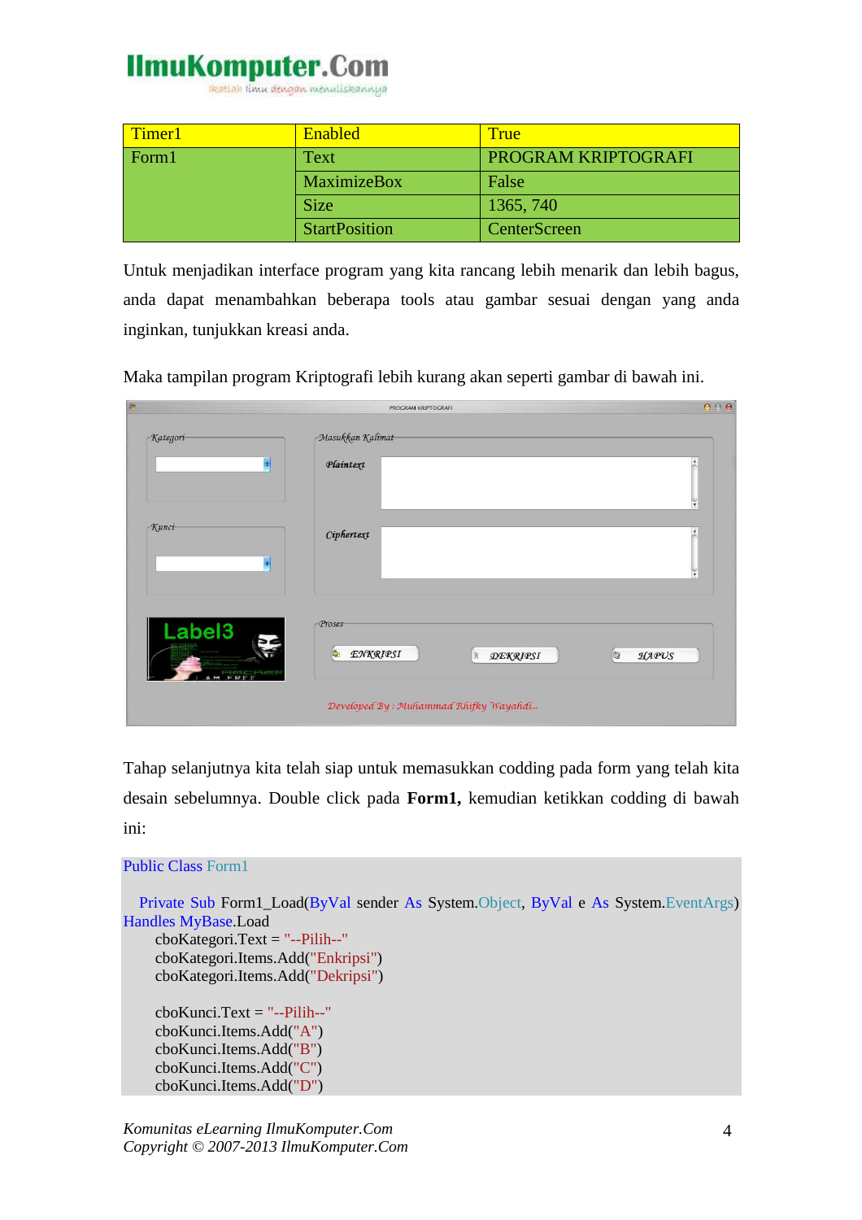| Timer1 | Enabled | True |
|---|---|---|
| Form1 | Text | PROGRAM KRIPTOGRAFI |
| | MaximizeBox | False |
| | Size | 1365, 740 |
| | StartPosition | CenterScreen |

Untuk menjadikan interface program yang kita rancang lebih menarik dan lebih bagus, anda dapat menambahkan beberapa tools atau gambar sesuai dengan yang anda inginkan, tunjukkan kreasi anda.

Maka tampilan program Kriptografi lebih kurang akan seperti gambar di bawah ini.

Tahap selanjutnya kita telah siap untuk memasukkan codding pada form yang telah kita desain sebelumnya. Double click pada **Form1,** kemudian ketikkan codding di bawah ini:

```
Public Class Form1

    Private Sub Form1_Load(ByVal sender As System.Object, ByVal e As System.EventArgs)
Handles MyBase.Load
        cboKategori.Text = "--Pilih--"
        cboKategori.Items.Add("Enkripsi")
        cboKategori.Items.Add("Dekripsi")

        cboKunci.Text = "--Pilih--"
        cboKunci.Items.Add("A")
        cboKunci.Items.Add("B")
        cboKunci.Items.Add("C")
        cboKunci.Items.Add("D")
```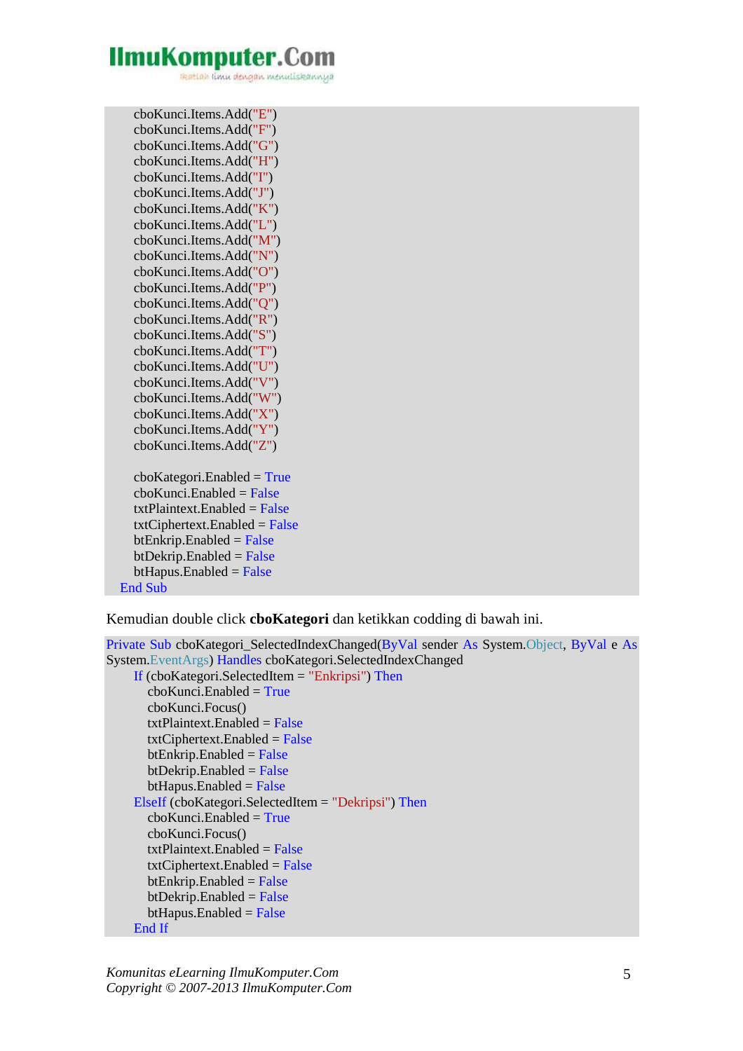```
        cboKunci.Items.Add("E")
        cboKunci.Items.Add("F")
        cboKunci.Items.Add("G")
        cboKunci.Items.Add("H")
        cboKunci.Items.Add("I")
        cboKunci.Items.Add("J")
        cboKunci.Items.Add("K")
        cboKunci.Items.Add("L")
        cboKunci.Items.Add("M")
        cboKunci.Items.Add("N")
        cboKunci.Items.Add("O")
        cboKunci.Items.Add("P")
        cboKunci.Items.Add("Q")
        cboKunci.Items.Add("R")
        cboKunci.Items.Add("S")
        cboKunci.Items.Add("T")
        cboKunci.Items.Add("U")
        cboKunci.Items.Add("V")
        cboKunci.Items.Add("W")
        cboKunci.Items.Add("X")
        cboKunci.Items.Add("Y")
        cboKunci.Items.Add("Z")

        cboKategori.Enabled = True
        cboKunci.Enabled = False
        txtPlaintext.Enabled = False
        txtCiphertext.Enabled = False
        btEnkrip.Enabled = False
        btDekrip.Enabled = False
        btHapus.Enabled = False
    End Sub
```

Kemudian double click **cboKategori** dan ketikkan codding di bawah ini.

```
Private Sub cboKategori_SelectedIndexChanged(ByVal sender As System.Object, ByVal e As System.EventArgs) Handles cboKategori.SelectedIndexChanged
        If (cboKategori.SelectedItem = "Enkripsi") Then
            cboKunci.Enabled = True
            cboKunci.Focus()
            txtPlaintext.Enabled = False
            txtCiphertext.Enabled = False
            btEnkrip.Enabled = False
            btDekrip.Enabled = False
            btHapus.Enabled = False
        ElseIf (cboKategori.SelectedItem = "Dekripsi") Then
            cboKunci.Enabled = True
            cboKunci.Focus()
            txtPlaintext.Enabled = False
            txtCiphertext.Enabled = False
            btEnkrip.Enabled = False
            btDekrip.Enabled = False
            btHapus.Enabled = False
        End If
```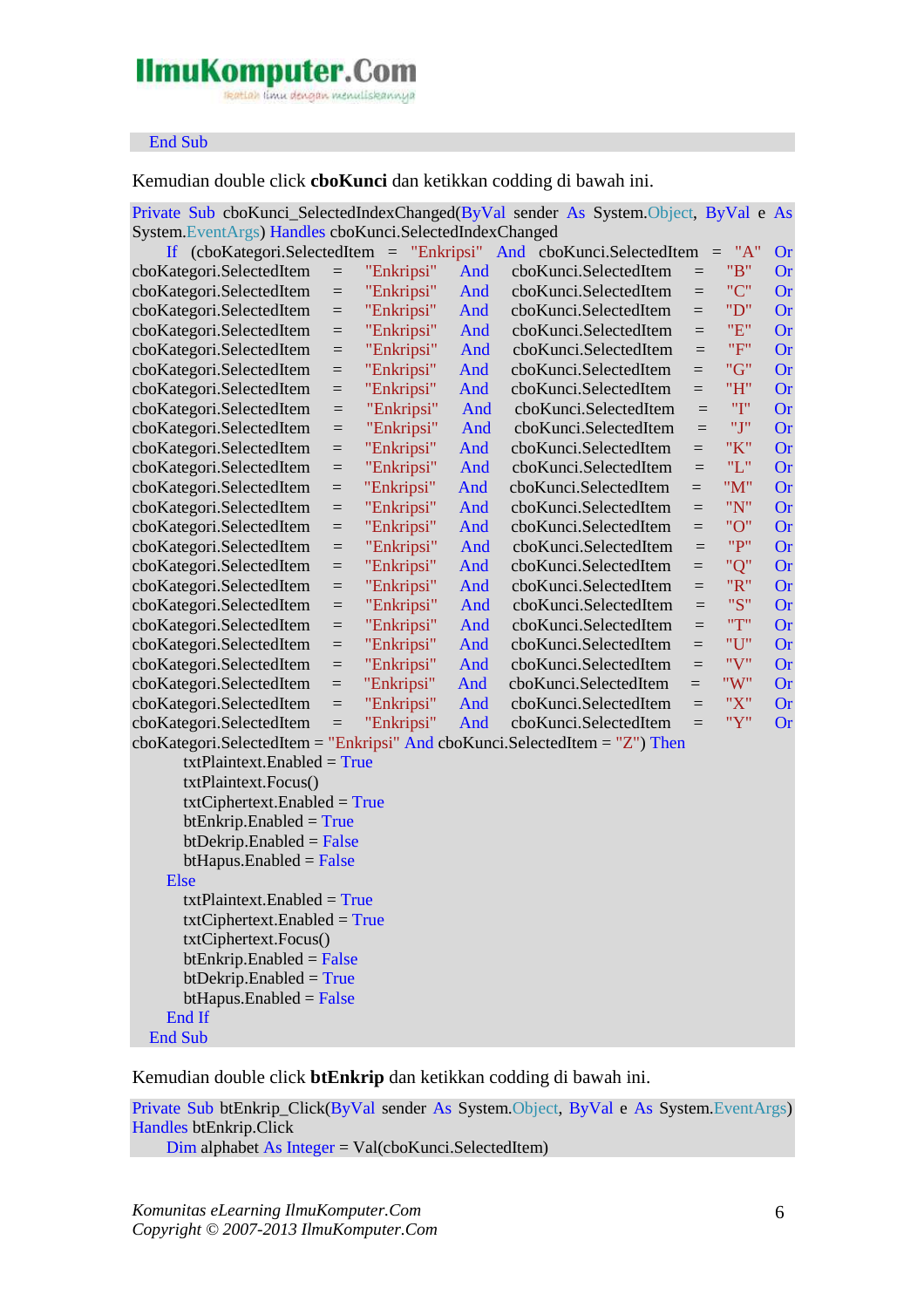```
End Sub
```

Kemudian double click **cboKunci** dan ketikkan codding di bawah ini.

```
Private Sub cboKunci_SelectedIndexChanged(ByVal sender As System.Object, ByVal e As System.EventArgs) Handles cboKunci.SelectedIndexChanged
    If (cboKategori.SelectedItem = "Enkripsi" And cboKunci.SelectedItem = "A" Or cboKategori.SelectedItem = "Enkripsi" And cboKunci.SelectedItem = "B" Or cboKategori.SelectedItem = "Enkripsi" And cboKunci.SelectedItem = "C" Or cboKategori.SelectedItem = "Enkripsi" And cboKunci.SelectedItem = "D" Or cboKategori.SelectedItem = "Enkripsi" And cboKunci.SelectedItem = "E" Or cboKategori.SelectedItem = "Enkripsi" And cboKunci.SelectedItem = "F" Or cboKategori.SelectedItem = "Enkripsi" And cboKunci.SelectedItem = "G" Or cboKategori.SelectedItem = "Enkripsi" And cboKunci.SelectedItem = "H" Or cboKategori.SelectedItem = "Enkripsi" And cboKunci.SelectedItem = "I" Or cboKategori.SelectedItem = "Enkripsi" And cboKunci.SelectedItem = "J" Or cboKategori.SelectedItem = "Enkripsi" And cboKunci.SelectedItem = "K" Or cboKategori.SelectedItem = "Enkripsi" And cboKunci.SelectedItem = "L" Or cboKategori.SelectedItem = "Enkripsi" And cboKunci.SelectedItem = "M" Or cboKategori.SelectedItem = "Enkripsi" And cboKunci.SelectedItem = "N" Or cboKategori.SelectedItem = "Enkripsi" And cboKunci.SelectedItem = "O" Or cboKategori.SelectedItem = "Enkripsi" And cboKunci.SelectedItem = "P" Or cboKategori.SelectedItem = "Enkripsi" And cboKunci.SelectedItem = "Q" Or cboKategori.SelectedItem = "Enkripsi" And cboKunci.SelectedItem = "R" Or cboKategori.SelectedItem = "Enkripsi" And cboKunci.SelectedItem = "S" Or cboKategori.SelectedItem = "Enkripsi" And cboKunci.SelectedItem = "T" Or cboKategori.SelectedItem = "Enkripsi" And cboKunci.SelectedItem = "U" Or cboKategori.SelectedItem = "Enkripsi" And cboKunci.SelectedItem = "V" Or cboKategori.SelectedItem = "Enkripsi" And cboKunci.SelectedItem = "W" Or cboKategori.SelectedItem = "Enkripsi" And cboKunci.SelectedItem = "X" Or cboKategori.SelectedItem = "Enkripsi" And cboKunci.SelectedItem = "Y" Or cboKategori.SelectedItem = "Enkripsi" And cboKunci.SelectedItem = "Z") Then
        txtPlaintext.Enabled = True
        txtPlaintext.Focus()
        txtCiphertext.Enabled = True
        btEnkrip.Enabled = True
        btDekrip.Enabled = False
        btHapus.Enabled = False
    Else
        txtPlaintext.Enabled = True
        txtCiphertext.Enabled = True
        txtCiphertext.Focus()
        btEnkrip.Enabled = False
        btDekrip.Enabled = True
        btHapus.Enabled = False
    End If
End Sub
```

Kemudian double click **btEnkrip** dan ketikkan codding di bawah ini.

```
Private Sub btEnkrip_Click(ByVal sender As System.Object, ByVal e As System.EventArgs) Handles btEnkrip.Click
    Dim alphabet As Integer = Val(cboKunci.SelectedItem)
```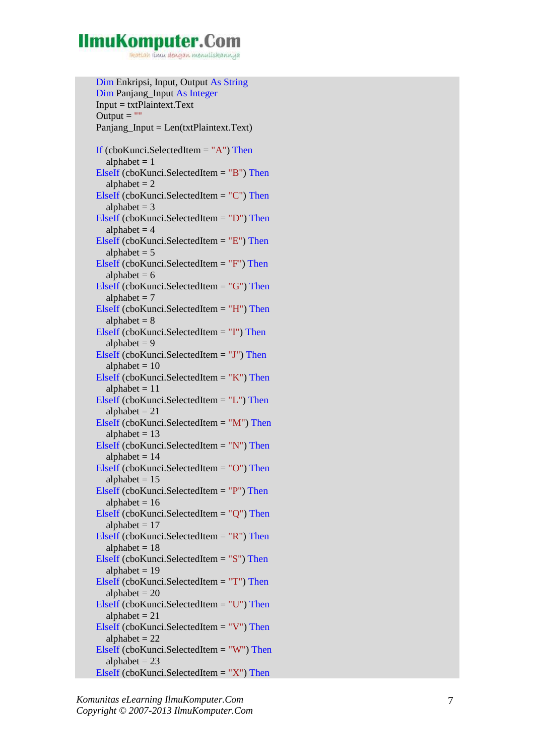```
Dim Enkripsi, Input, Output As String
Dim Panjang_Input As Integer
Input = txtPlaintext.Text
Output = ""
Panjang_Input = Len(txtPlaintext.Text)

If (cboKunci.SelectedItem = "A") Then
    alphabet = 1
ElseIf (cboKunci.SelectedItem = "B") Then
    alphabet = 2
ElseIf (cboKunci.SelectedItem = "C") Then
    alphabet = 3
ElseIf (cboKunci.SelectedItem = "D") Then
    alphabet = 4
ElseIf (cboKunci.SelectedItem = "E") Then
    alphabet = 5
ElseIf (cboKunci.SelectedItem = "F") Then
    alphabet = 6
ElseIf (cboKunci.SelectedItem = "G") Then
    alphabet = 7
ElseIf (cboKunci.SelectedItem = "H") Then
    alphabet = 8
ElseIf (cboKunci.SelectedItem = "I") Then
    alphabet = 9
ElseIf (cboKunci.SelectedItem = "J") Then
    alphabet = 10
ElseIf (cboKunci.SelectedItem = "K") Then
    alphabet = 11
ElseIf (cboKunci.SelectedItem = "L") Then
    alphabet = 21
ElseIf (cboKunci.SelectedItem = "M") Then
    alphabet = 13
ElseIf (cboKunci.SelectedItem = "N") Then
    alphabet = 14
ElseIf (cboKunci.SelectedItem = "O") Then
    alphabet = 15
ElseIf (cboKunci.SelectedItem = "P") Then
    alphabet = 16
ElseIf (cboKunci.SelectedItem = "Q") Then
    alphabet = 17
ElseIf (cboKunci.SelectedItem = "R") Then
    alphabet = 18
ElseIf (cboKunci.SelectedItem = "S") Then
    alphabet = 19
ElseIf (cboKunci.SelectedItem = "T") Then
    alphabet = 20
ElseIf (cboKunci.SelectedItem = "U") Then
    alphabet = 21
ElseIf (cboKunci.SelectedItem = "V") Then
    alphabet = 22
ElseIf (cboKunci.SelectedItem = "W") Then
    alphabet = 23
ElseIf (cboKunci.SelectedItem = "X") Then
```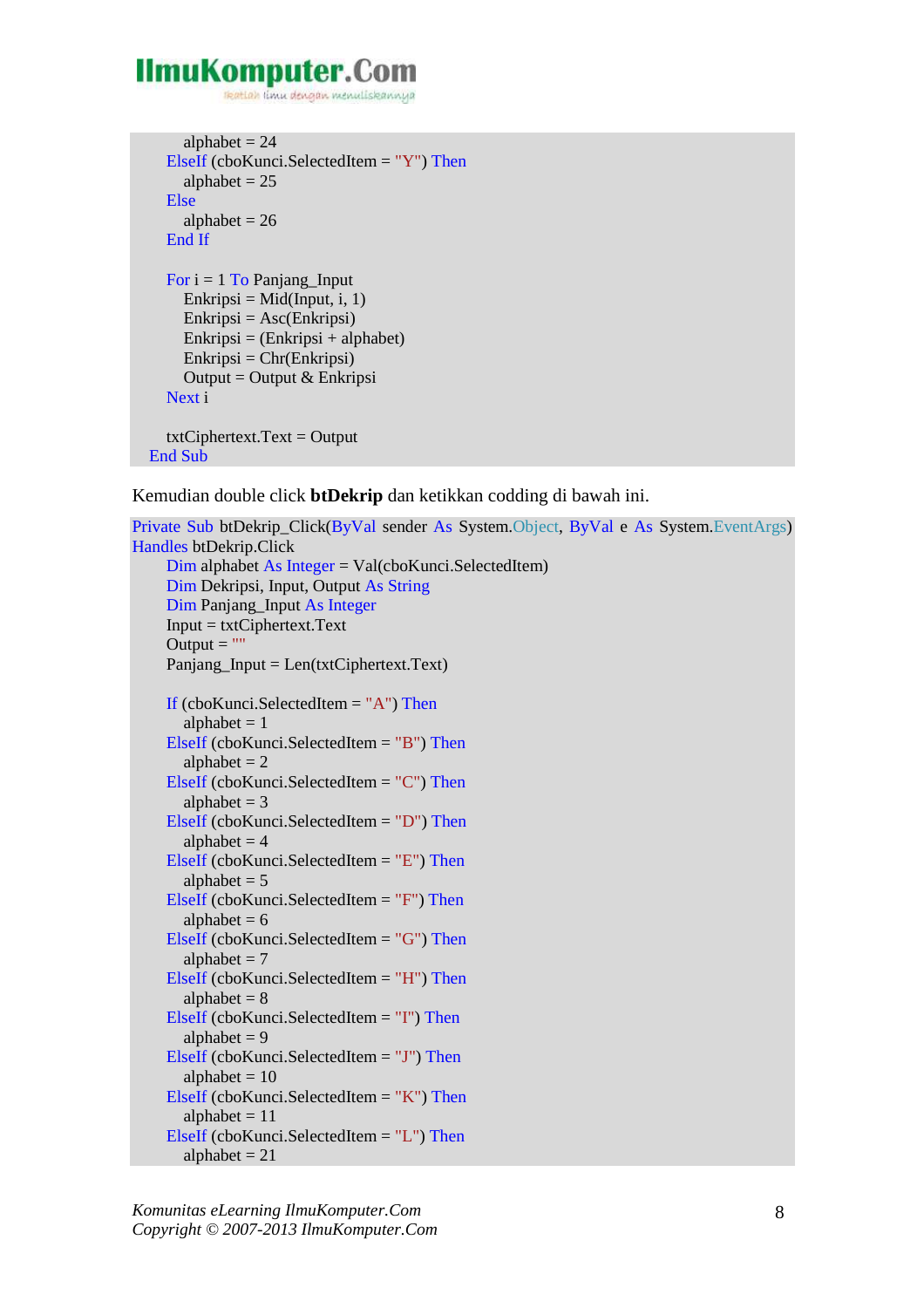```
        alphabet = 24
    ElseIf (cboKunci.SelectedItem = "Y") Then
        alphabet = 25
    Else
        alphabet = 26
    End If

    For i = 1 To Panjang_Input
        Enkripsi = Mid(Input, i, 1)
        Enkripsi = Asc(Enkripsi)
        Enkripsi = (Enkripsi + alphabet)
        Enkripsi = Chr(Enkripsi)
        Output = Output & Enkripsi
    Next i

    txtCiphertext.Text = Output
End Sub
```

Kemudian double click **btDekrip** dan ketikkan codding di bawah ini.

```
Private Sub btDekrip_Click(ByVal sender As System.Object, ByVal e As System.EventArgs)
Handles btDekrip.Click
    Dim alphabet As Integer = Val(cboKunci.SelectedItem)
    Dim Dekripsi, Input, Output As String
    Dim Panjang_Input As Integer
    Input = txtCiphertext.Text
    Output = ""
    Panjang_Input = Len(txtCiphertext.Text)

    If (cboKunci.SelectedItem = "A") Then
        alphabet = 1
    ElseIf (cboKunci.SelectedItem = "B") Then
        alphabet = 2
    ElseIf (cboKunci.SelectedItem = "C") Then
        alphabet = 3
    ElseIf (cboKunci.SelectedItem = "D") Then
        alphabet = 4
    ElseIf (cboKunci.SelectedItem = "E") Then
        alphabet = 5
    ElseIf (cboKunci.SelectedItem = "F") Then
        alphabet = 6
    ElseIf (cboKunci.SelectedItem = "G") Then
        alphabet = 7
    ElseIf (cboKunci.SelectedItem = "H") Then
        alphabet = 8
    ElseIf (cboKunci.SelectedItem = "I") Then
        alphabet = 9
    ElseIf (cboKunci.SelectedItem = "J") Then
        alphabet = 10
    ElseIf (cboKunci.SelectedItem = "K") Then
        alphabet = 11
    ElseIf (cboKunci.SelectedItem = "L") Then
        alphabet = 21
```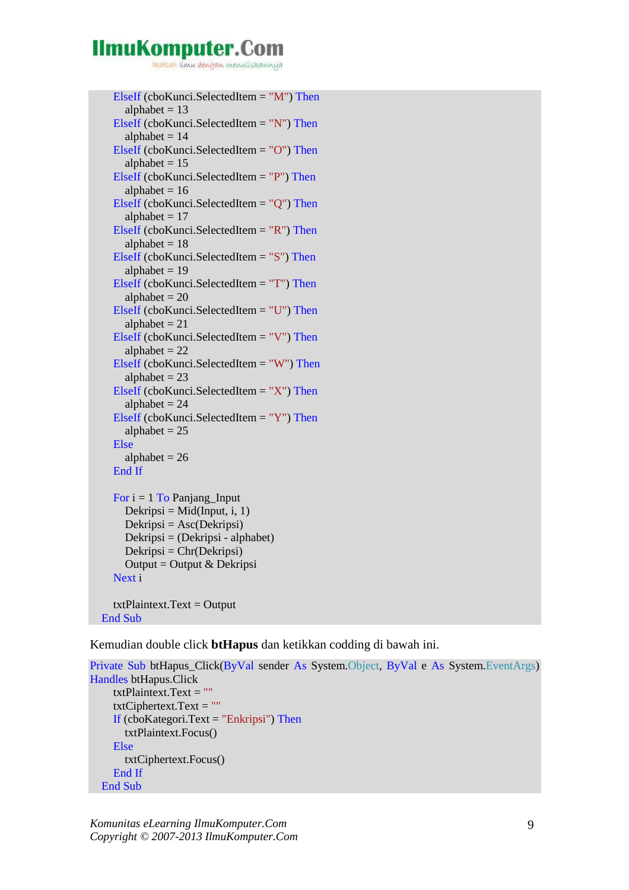```
        ElseIf (cboKunci.SelectedItem = "M") Then
            alphabet = 13
        ElseIf (cboKunci.SelectedItem = "N") Then
            alphabet = 14
        ElseIf (cboKunci.SelectedItem = "O") Then
            alphabet = 15
        ElseIf (cboKunci.SelectedItem = "P") Then
            alphabet = 16
        ElseIf (cboKunci.SelectedItem = "Q") Then
            alphabet = 17
        ElseIf (cboKunci.SelectedItem = "R") Then
            alphabet = 18
        ElseIf (cboKunci.SelectedItem = "S") Then
            alphabet = 19
        ElseIf (cboKunci.SelectedItem = "T") Then
            alphabet = 20
        ElseIf (cboKunci.SelectedItem = "U") Then
            alphabet = 21
        ElseIf (cboKunci.SelectedItem = "V") Then
            alphabet = 22
        ElseIf (cboKunci.SelectedItem = "W") Then
            alphabet = 23
        ElseIf (cboKunci.SelectedItem = "X") Then
            alphabet = 24
        ElseIf (cboKunci.SelectedItem = "Y") Then
            alphabet = 25
        Else
            alphabet = 26
        End If

        For i = 1 To Panjang_Input
            Dekripsi = Mid(Input, i, 1)
            Dekripsi = Asc(Dekripsi)
            Dekripsi = (Dekripsi - alphabet)
            Dekripsi = Chr(Dekripsi)
            Output = Output & Dekripsi
        Next i

        txtPlaintext.Text = Output
    End Sub
```

Kemudian double click **btHapus** dan ketikkan codding di bawah ini.

```
Private Sub btHapus_Click(ByVal sender As System.Object, ByVal e As System.EventArgs)
Handles btHapus.Click
        txtPlaintext.Text = ""
        txtCiphertext.Text = ""
        If (cboKategori.Text = "Enkripsi") Then
            txtPlaintext.Focus()
        Else
            txtCiphertext.Focus()
        End If
    End Sub
```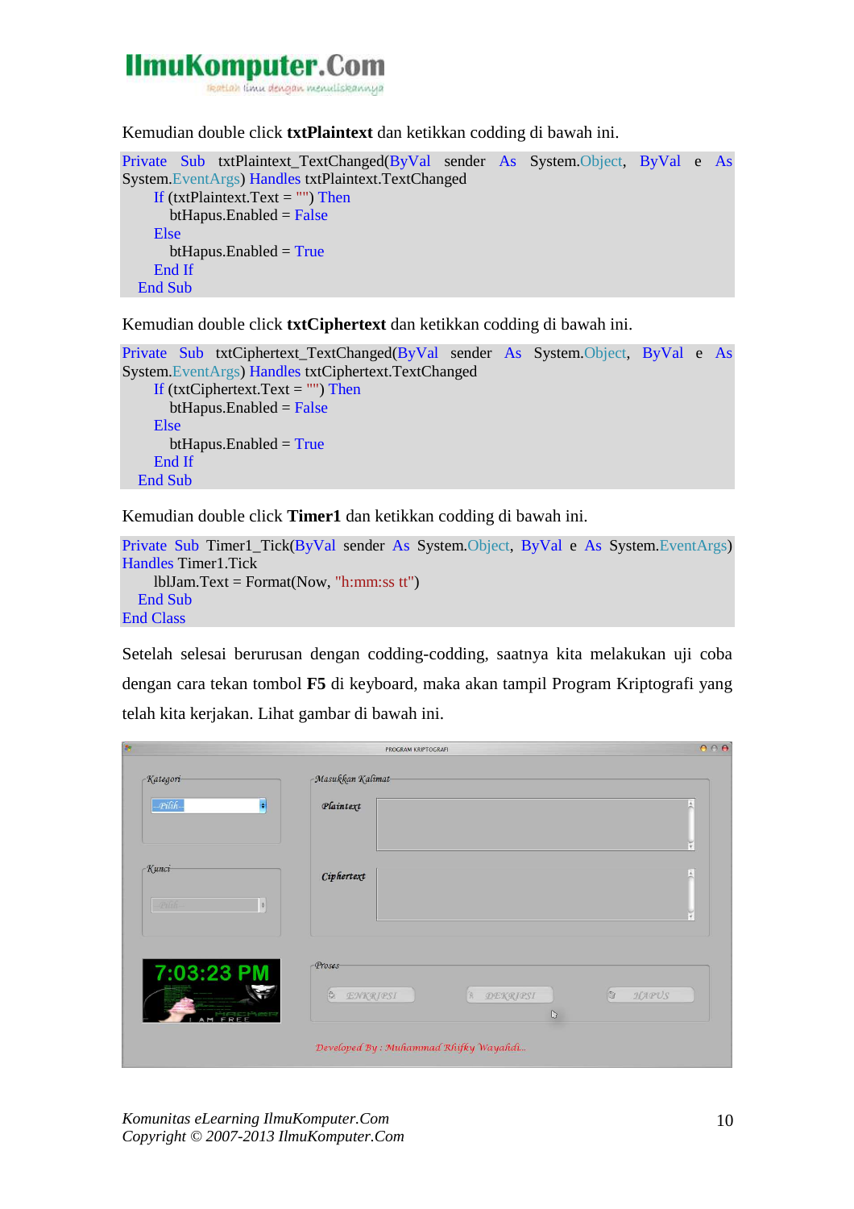Kemudian double click **txtPlaintext** dan ketikkan codding di bawah ini.

```
Private Sub txtPlaintext_TextChanged(ByVal sender As System.Object, ByVal e As System.EventArgs) Handles txtPlaintext.TextChanged
        If (txtPlaintext.Text = "") Then
            btHapus.Enabled = False
        Else
            btHapus.Enabled = True
        End If
    End Sub
```

Kemudian double click **txtCiphertext** dan ketikkan codding di bawah ini.

```
Private Sub txtCiphertext_TextChanged(ByVal sender As System.Object, ByVal e As System.EventArgs) Handles txtCiphertext.TextChanged
        If (txtCiphertext.Text = "") Then
            btHapus.Enabled = False
        Else
            btHapus.Enabled = True
        End If
    End Sub
```

Kemudian double click **Timer1** dan ketikkan codding di bawah ini.

```
Private Sub Timer1_Tick(ByVal sender As System.Object, ByVal e As System.EventArgs) Handles Timer1.Tick
        lblJam.Text = Format(Now, "h:mm:ss tt")
    End Sub
End Class
```

Setelah selesai berurusan dengan codding-codding, saatnya kita melakukan uji coba dengan cara tekan tombol **F5** di keyboard, maka akan tampil Program Kriptografi yang telah kita kerjakan. Lihat gambar di bawah ini.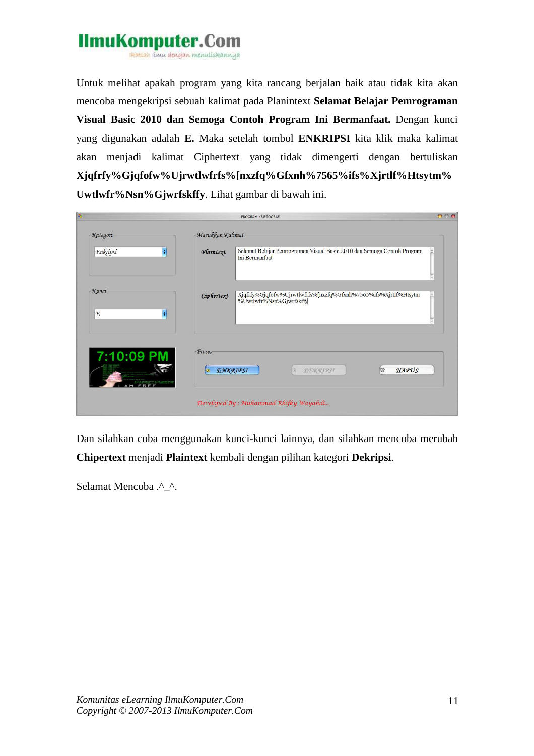Untuk melihat apakah program yang kita rancang berjalan baik atau tidak kita akan mencoba mengekripsi sebuah kalimat pada Planintext **Selamat Belajar Pemrograman Visual Basic 2010 dan Semoga Contoh Program Ini Bermanfaat.** Dengan kunci yang digunakan adalah **E.** Maka setelah tombol **ENKRIPSI** kita klik maka kalimat akan menjadi kalimat Ciphertext yang tidak dimengerti dengan bertuliskan **Xjqfrfy%Gjqfofw%Ujrwtlwfrfs%[nxzfq%Gfxnh%7565%ifs%Xjrtlf%Htsytm%Uwtlwfr%Nsn%Gjwrfskffy**. Lihat gambar di bawah ini.

Dan silahkan coba menggunakan kunci-kunci lainnya, dan silahkan mencoba merubah **Chipertext** menjadi **Plaintext** kembali dengan pilihan kategori **Dekripsi**.

Selamat Mencoba .^_^.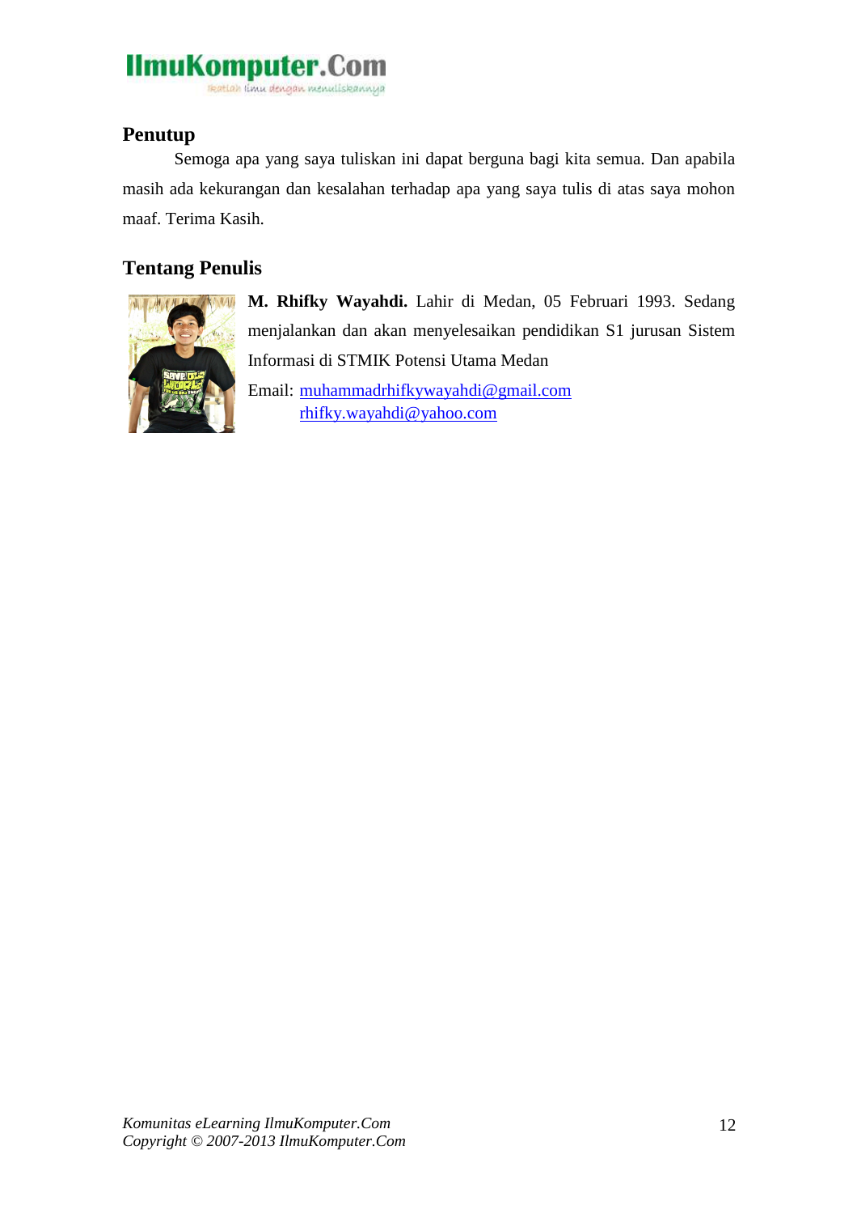## Penutup

Semoga apa yang saya tuliskan ini dapat berguna bagi kita semua. Dan apabila masih ada kekurangan dan kesalahan terhadap apa yang saya tulis di atas saya mohon maaf. Terima Kasih.

## Tentang Penulis

**M. Rhifky Wayahdi.** Lahir di Medan, 05 Februari 1993. Sedang menjalankan dan akan menyelesaikan pendidikan S1 jurusan Sistem Informasi di STMIK Potensi Utama Medan

Email: muhammadrhifkywayahdi@gmail.com
rhifky.wayahdi@yahoo.com